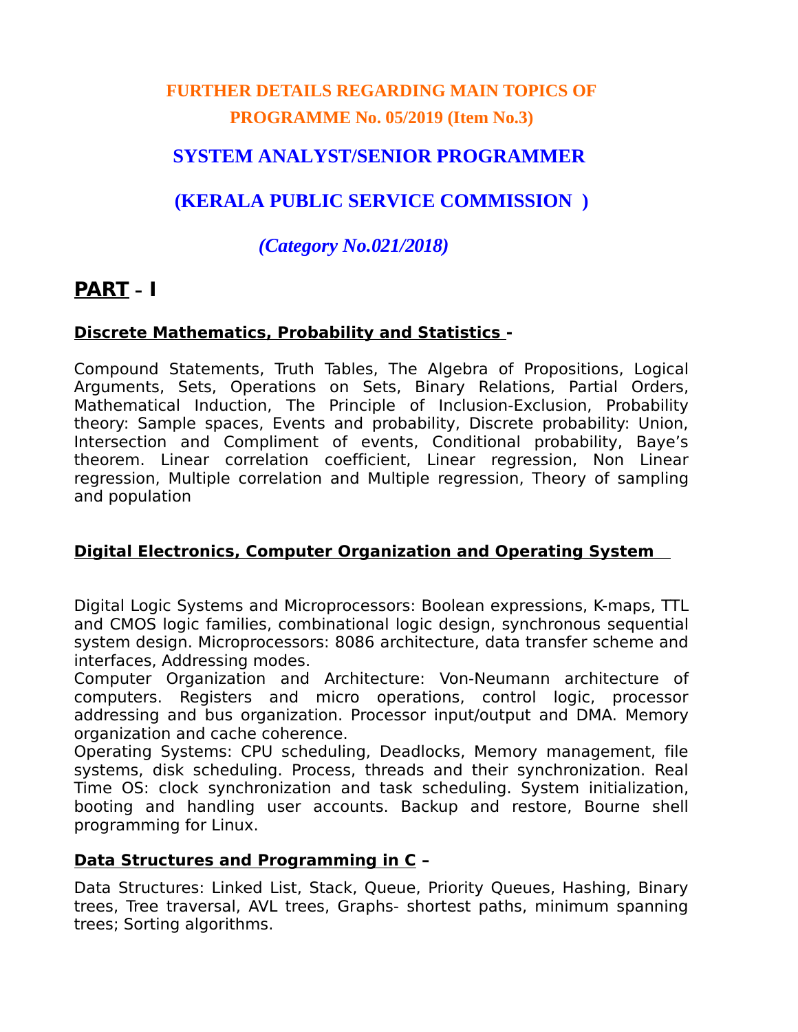**FURTHER DETAILS REGARDING MAIN TOPICS OF PROGRAMME No. 05/2019 (Item No.3)**

# SYSTEM ANALYST/SENIOR PROGRAMMER

# (KERALA PUBLIC SERVICE COMMISSION )

***(Category No.021/2018)***

## PART - I

### Discrete Mathematics, Probability and Statistics -

Compound Statements, Truth Tables, The Algebra of Propositions, Logical Arguments, Sets, Operations on Sets, Binary Relations, Partial Orders, Mathematical Induction, The Principle of Inclusion-Exclusion, Probability theory: Sample spaces, Events and probability, Discrete probability: Union, Intersection and Compliment of events, Conditional probability, Baye's theorem. Linear correlation coefficient, Linear regression, Non Linear regression, Multiple correlation and Multiple regression, Theory of sampling and population

### Digital Electronics, Computer Organization and Operating System

Digital Logic Systems and Microprocessors: Boolean expressions, K-maps, TTL and CMOS logic families, combinational logic design, synchronous sequential system design. Microprocessors: 8086 architecture, data transfer scheme and interfaces, Addressing modes.

Computer Organization and Architecture: Von-Neumann architecture of computers. Registers and micro operations, control logic, processor addressing and bus organization. Processor input/output and DMA. Memory organization and cache coherence.

Operating Systems: CPU scheduling, Deadlocks, Memory management, file systems, disk scheduling. Process, threads and their synchronization. Real Time OS: clock synchronization and task scheduling. System initialization, booting and handling user accounts. Backup and restore, Bourne shell programming for Linux.

### Data Structures and Programming in C –

Data Structures: Linked List, Stack, Queue, Priority Queues, Hashing, Binary trees, Tree traversal, AVL trees, Graphs- shortest paths, minimum spanning trees; Sorting algorithms.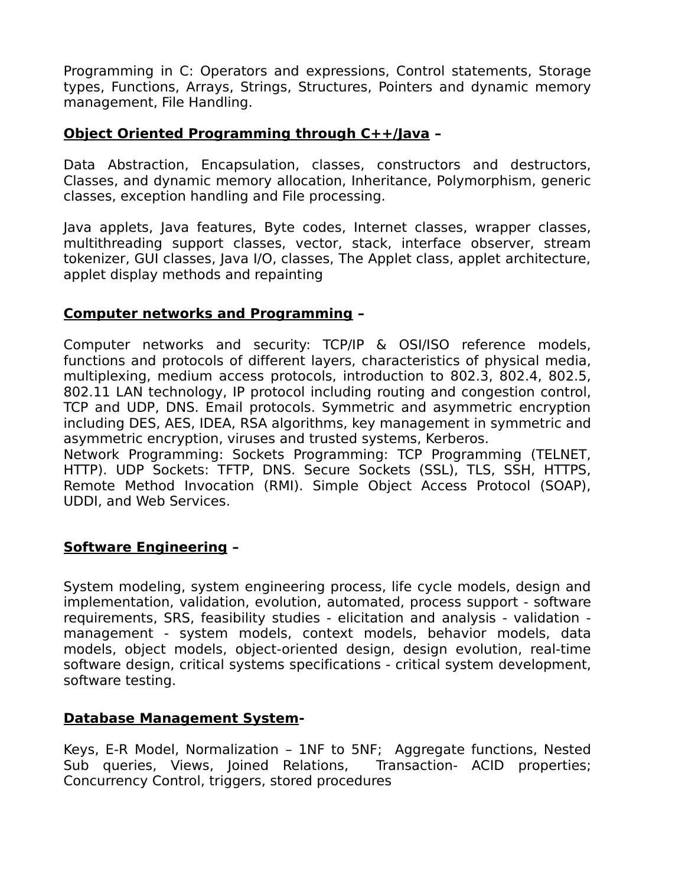Programming in C: Operators and expressions, Control statements, Storage types, Functions, Arrays, Strings, Structures, Pointers and dynamic memory management, File Handling.

**<u>Object Oriented Programming through C++/Java</u> –**

Data Abstraction, Encapsulation, classes, constructors and destructors, Classes, and dynamic memory allocation, Inheritance, Polymorphism, generic classes, exception handling and File processing.

Java applets, Java features, Byte codes, Internet classes, wrapper classes, multithreading support classes, vector, stack, interface observer, stream tokenizer, GUI classes, Java I/O, classes, The Applet class, applet architecture, applet display methods and repainting

**<u>Computer networks and Programming</u> –**

Computer networks and security: TCP/IP & OSI/ISO reference models, functions and protocols of different layers, characteristics of physical media, multiplexing, medium access protocols, introduction to 802.3, 802.4, 802.5, 802.11 LAN technology, IP protocol including routing and congestion control, TCP and UDP, DNS. Email protocols. Symmetric and asymmetric encryption including DES, AES, IDEA, RSA algorithms, key management in symmetric and asymmetric encryption, viruses and trusted systems, Kerberos.
Network Programming: Sockets Programming: TCP Programming (TELNET, HTTP). UDP Sockets: TFTP, DNS. Secure Sockets (SSL), TLS, SSH, HTTPS, Remote Method Invocation (RMI). Simple Object Access Protocol (SOAP), UDDI, and Web Services.

**<u>Software Engineering</u> –**

System modeling, system engineering process, life cycle models, design and implementation, validation, evolution, automated, process support - software requirements, SRS, feasibility studies - elicitation and analysis - validation - management - system models, context models, behavior models, data models, object models, object-oriented design, design evolution, real-time software design, critical systems specifications - critical system development, software testing.

**<u>Database Management System</u>-**

Keys, E-R Model, Normalization – 1NF to 5NF; Aggregate functions, Nested Sub queries, Views, Joined Relations, Transaction- ACID properties; Concurrency Control, triggers, stored procedures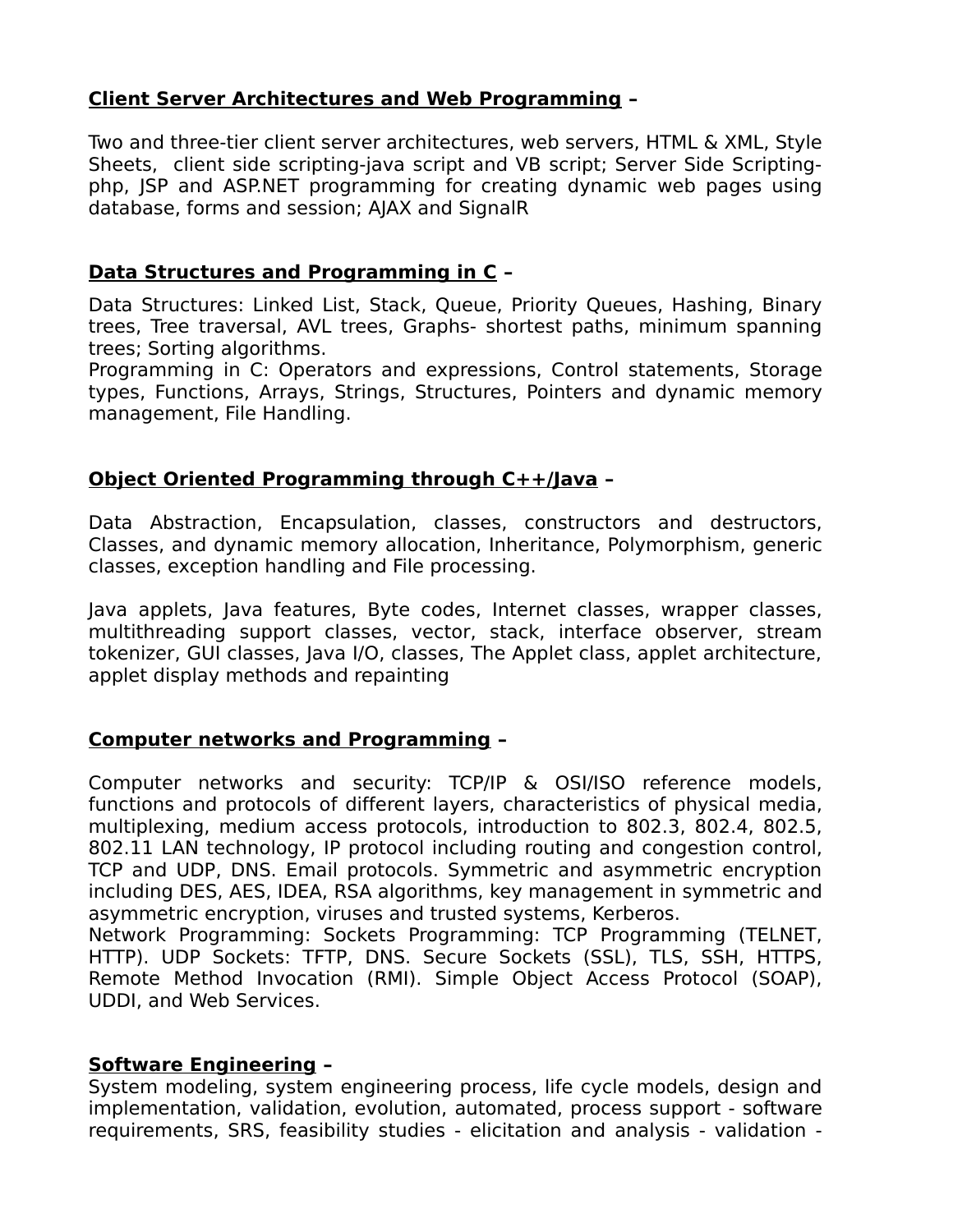**<u>Client Server Architectures and Web Programming</u> –**

Two and three-tier client server architectures, web servers, HTML & XML, Style Sheets, client side scripting-java script and VB script; Server Side Scripting-php, JSP and ASP.NET programming for creating dynamic web pages using database, forms and session; AJAX and SignalR

**<u>Data Structures and Programming in C</u> –**

Data Structures: Linked List, Stack, Queue, Priority Queues, Hashing, Binary trees, Tree traversal, AVL trees, Graphs- shortest paths, minimum spanning trees; Sorting algorithms.
Programming in C: Operators and expressions, Control statements, Storage types, Functions, Arrays, Strings, Structures, Pointers and dynamic memory management, File Handling.

**<u>Object Oriented Programming through C++/Java</u> –**

Data Abstraction, Encapsulation, classes, constructors and destructors, Classes, and dynamic memory allocation, Inheritance, Polymorphism, generic classes, exception handling and File processing.

Java applets, Java features, Byte codes, Internet classes, wrapper classes, multithreading support classes, vector, stack, interface observer, stream tokenizer, GUI classes, Java I/O, classes, The Applet class, applet architecture, applet display methods and repainting

**<u>Computer networks and Programming</u> –**

Computer networks and security: TCP/IP & OSI/ISO reference models, functions and protocols of different layers, characteristics of physical media, multiplexing, medium access protocols, introduction to 802.3, 802.4, 802.5, 802.11 LAN technology, IP protocol including routing and congestion control, TCP and UDP, DNS. Email protocols. Symmetric and asymmetric encryption including DES, AES, IDEA, RSA algorithms, key management in symmetric and asymmetric encryption, viruses and trusted systems, Kerberos.
Network Programming: Sockets Programming: TCP Programming (TELNET, HTTP). UDP Sockets: TFTP, DNS. Secure Sockets (SSL), TLS, SSH, HTTPS, Remote Method Invocation (RMI). Simple Object Access Protocol (SOAP), UDDI, and Web Services.

**<u>Software Engineering</u> –**
System modeling, system engineering process, life cycle models, design and implementation, validation, evolution, automated, process support - software requirements, SRS, feasibility studies - elicitation and analysis - validation -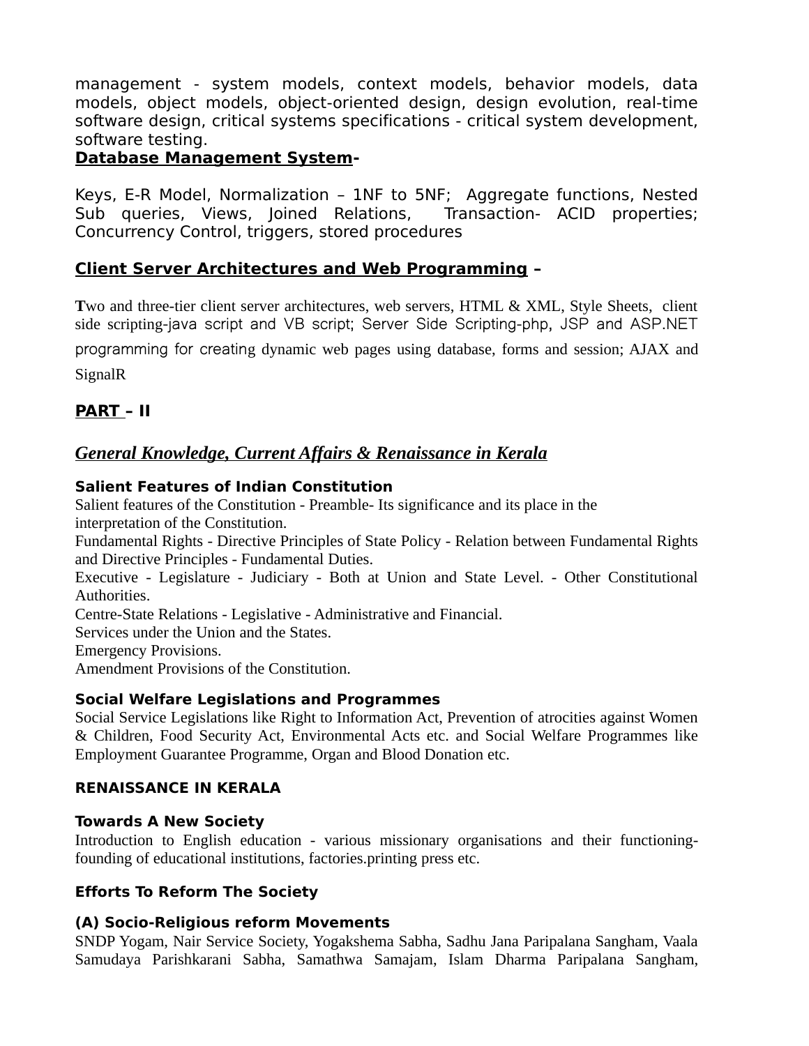management - system models, context models, behavior models, data models, object models, object-oriented design, design evolution, real-time software design, critical systems specifications - critical system development, software testing.

**Database Management System-**

Keys, E-R Model, Normalization – 1NF to 5NF; Aggregate functions, Nested Sub queries, Views, Joined Relations, Transaction- ACID properties; Concurrency Control, triggers, stored procedures

**Client Server Architectures and Web Programming –**

Two and three-tier client server architectures, web servers, HTML & XML, Style Sheets, client side scripting-java script and VB script; Server Side Scripting-php, JSP and ASP.NET programming for creating dynamic web pages using database, forms and session; AJAX and SignalR

## PART – II

## *General Knowledge, Current Affairs & Renaissance in Kerala*

**Salient Features of Indian Constitution**

Salient features of the Constitution - Preamble- Its significance and its place in the interpretation of the Constitution.

Fundamental Rights - Directive Principles of State Policy - Relation between Fundamental Rights and Directive Principles - Fundamental Duties.

Executive - Legislature - Judiciary - Both at Union and State Level. - Other Constitutional Authorities.

Centre-State Relations - Legislative - Administrative and Financial.

Services under the Union and the States.

Emergency Provisions.

Amendment Provisions of the Constitution.

**Social Welfare Legislations and Programmes**

Social Service Legislations like Right to Information Act, Prevention of atrocities against Women & Children, Food Security Act, Environmental Acts etc. and Social Welfare Programmes like Employment Guarantee Programme, Organ and Blood Donation etc.

**RENAISSANCE IN KERALA**

**Towards A New Society**

Introduction to English education - various missionary organisations and their functioning- founding of educational institutions, factories.printing press etc.

**Efforts To Reform The Society**

**(A) Socio-Religious reform Movements**

SNDP Yogam, Nair Service Society, Yogakshema Sabha, Sadhu Jana Paripalana Sangham, Vaala Samudaya Parishkarani Sabha, Samathwa Samajam, Islam Dharma Paripalana Sangham,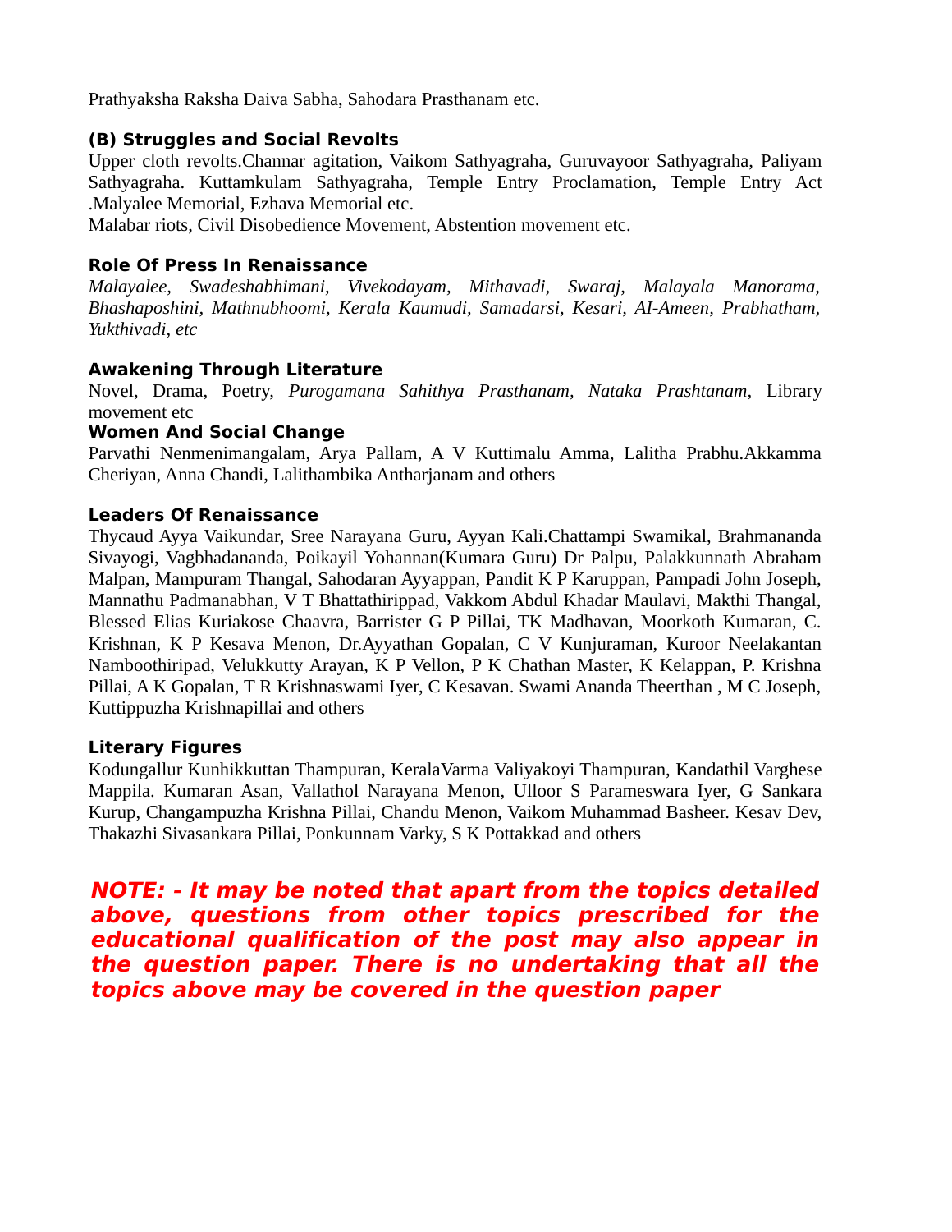Prathyaksha Raksha Daiva Sabha, Sahodara Prasthanam etc.

### (B) Struggles and Social Revolts

Upper cloth revolts.Channar agitation, Vaikom Sathyagraha, Guruvayoor Sathyagraha, Paliyam Sathyagraha. Kuttamkulam Sathyagraha, Temple Entry Proclamation, Temple Entry Act .Malyalee Memorial, Ezhava Memorial etc.

Malabar riots, Civil Disobedience Movement, Abstention movement etc.

### Role Of Press In Renaissance

*Malayalee, Swadeshabhimani, Vivekodayam, Mithavadi, Swaraj, Malayala Manorama, Bhashaposhini, Mathnubhoomi, Kerala Kaumudi, Samadarsi, Kesari, AI-Ameen, Prabhatham, Yukthivadi, etc*

### Awakening Through Literature

Novel, Drama, Poetry, *Purogamana Sahithya Prasthanam, Nataka Prashtanam,* Library movement etc

### Women And Social Change

Parvathi Nenmenimangalam, Arya Pallam, A V Kuttimalu Amma, Lalitha Prabhu.Akkamma Cheriyan, Anna Chandi, Lalithambika Antharjanam and others

### Leaders Of Renaissance

Thycaud Ayya Vaikundar, Sree Narayana Guru, Ayyan Kali.Chattampi Swamikal, Brahmananda Sivayogi, Vagbhadananda, Poikayil Yohannan(Kumara Guru) Dr Palpu, Palakkunnath Abraham Malpan, Mampuram Thangal, Sahodaran Ayyappan, Pandit K P Karuppan, Pampadi John Joseph, Mannathu Padmanabhan, V T Bhattathirippad, Vakkom Abdul Khadar Maulavi, Makthi Thangal, Blessed Elias Kuriakose Chaavra, Barrister G P Pillai, TK Madhavan, Moorkoth Kumaran, C. Krishnan, K P Kesava Menon, Dr.Ayyathan Gopalan, C V Kunjuraman, Kuroor Neelakantan Namboothiripad, Velukkutty Arayan, K P Vellon, P K Chathan Master, K Kelappan, P. Krishna Pillai, A K Gopalan, T R Krishnaswami Iyer, C Kesavan. Swami Ananda Theerthan , M C Joseph, Kuttippuzha Krishnapillai and others

### Literary Figures

Kodungallur Kunhikkuttan Thampuran, KeralaVarma Valiyakoyi Thampuran, Kandathil Varghese Mappila. Kumaran Asan, Vallathol Narayana Menon, Ulloor S Parameswara Iyer, G Sankara Kurup, Changampuzha Krishna Pillai, Chandu Menon, Vaikom Muhammad Basheer. Kesav Dev, Thakazhi Sivasankara Pillai, Ponkunnam Varky, S K Pottakkad and others

***NOTE: - It may be noted that apart from the topics detailed above, questions from other topics prescribed for the educational qualification of the post may also appear in the question paper. There is no undertaking that all the topics above may be covered in the question paper***